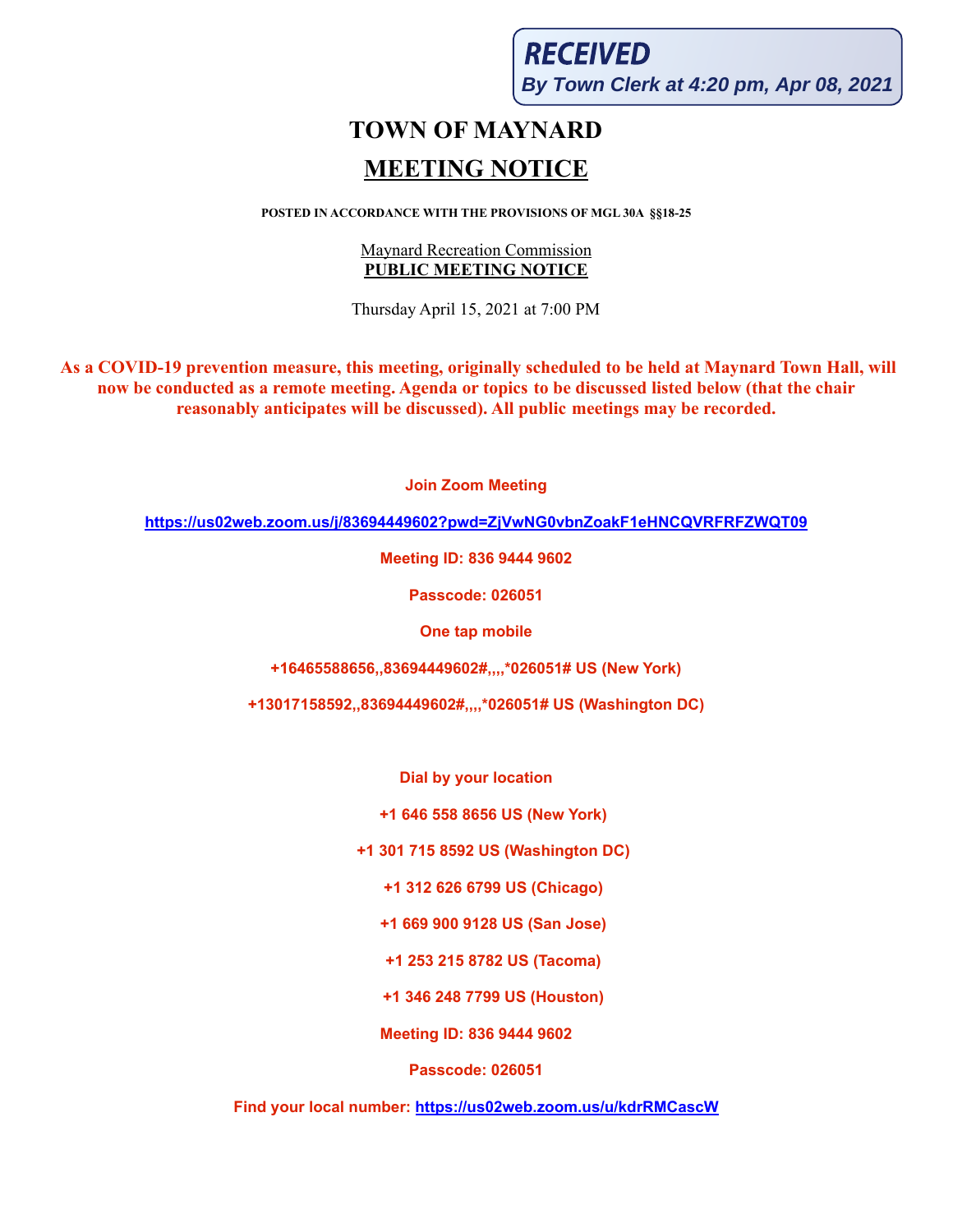**RECEIVED**
*By Town Clerk at 4:20 pm, Apr 08, 2021*

# TOWN OF MAYNARD

## MEETING NOTICE

**POSTED IN ACCORDANCE WITH THE PROVISIONS OF MGL 30A §§18-25**

Maynard Recreation Commission
**PUBLIC MEETING NOTICE**

Thursday April 15, 2021 at 7:00 PM

**As a COVID-19 prevention measure, this meeting, originally scheduled to be held at Maynard Town Hall, will now be conducted as a remote meeting. Agenda or topics to be discussed listed below (that the chair reasonably anticipates will be discussed). All public meetings may be recorded.**

**Join Zoom Meeting**

**https://us02web.zoom.us/j/83694449602?pwd=ZjVwNG0vbnZoakF1eHNCQVRFRFZWQT09**

**Meeting ID: 836 9444 9602**

**Passcode: 026051**

**One tap mobile**

**+16465588656,,83694449602#,,,,*026051# US (New York)**

**+13017158592,,83694449602#,,,,*026051# US (Washington DC)**

**Dial by your location**

**+1 646 558 8656 US (New York)**

**+1 301 715 8592 US (Washington DC)**

**+1 312 626 6799 US (Chicago)**

**+1 669 900 9128 US (San Jose)**

**+1 253 215 8782 US (Tacoma)**

**+1 346 248 7799 US (Houston)**

**Meeting ID: 836 9444 9602**

**Passcode: 026051**

**Find your local number: https://us02web.zoom.us/u/kdrRMCascW**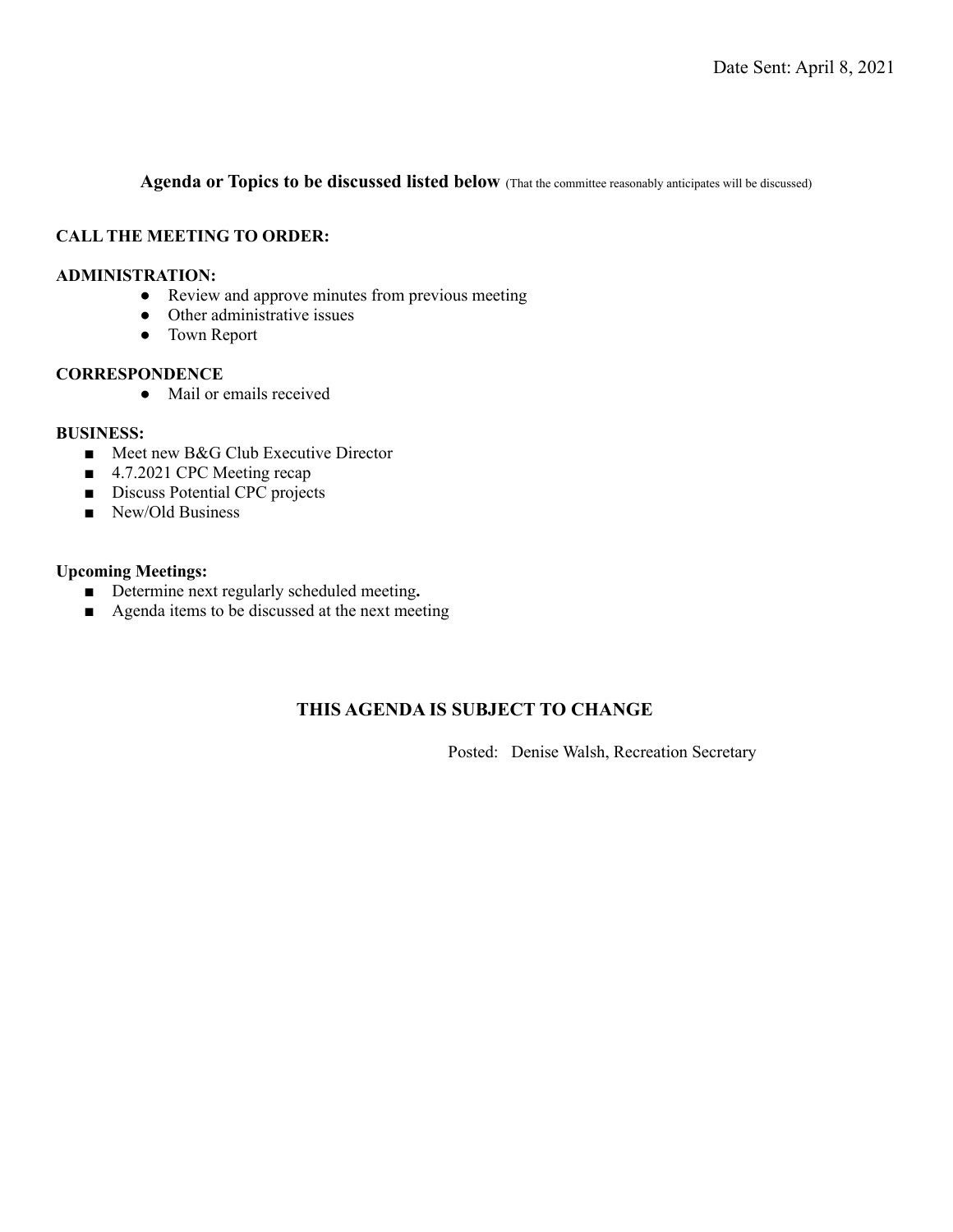Date Sent: April 8, 2021

**Agenda or Topics to be discussed listed below** (That the committee reasonably anticipates will be discussed)

**CALL THE MEETING TO ORDER:**

**ADMINISTRATION:**

- Review and approve minutes from previous meeting
- Other administrative issues
- Town Report

**CORRESPONDENCE**

- Mail or emails received

**BUSINESS:**

- Meet new B&G Club Executive Director
- 4.7.2021 CPC Meeting recap
- Discuss Potential CPC projects
- New/Old Business

**Upcoming Meetings:**

- Determine next regularly scheduled meeting**.**
- Agenda items to be discussed at the next meeting

**THIS AGENDA IS SUBJECT TO CHANGE**

Posted: Denise Walsh, Recreation Secretary